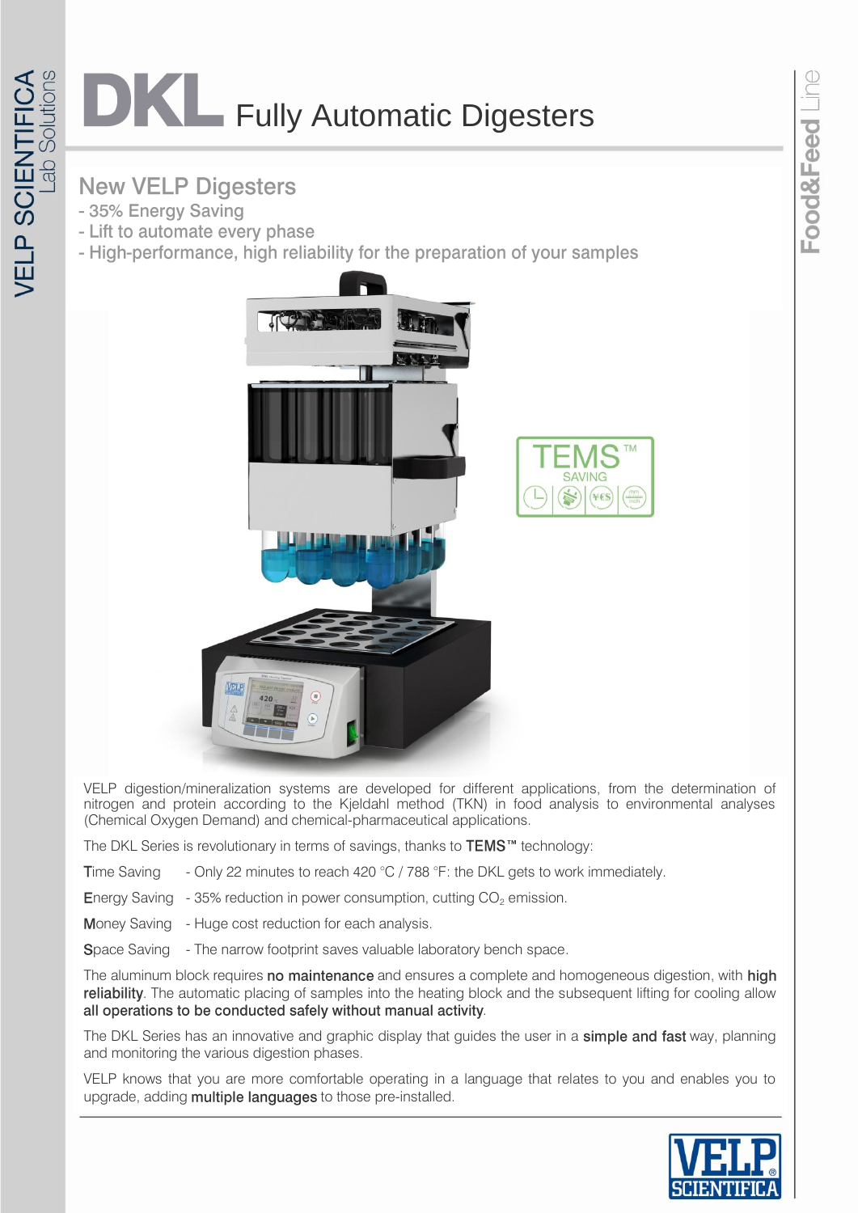# DKL Fully Automatic Digesters

## New VELP Digesters

- 35% Energy Saving
- Lift to automate every phase
- High-performance, high reliability for the preparation of your samples

VELP digestion/mineralization systems are developed for different applications, from the determination of nitrogen and protein according to the Kjeldahl method (TKN) in food analysis to environmental analyses (Chemical Oxygen Demand) and chemical-pharmaceutical applications.

The DKL Series is revolutionary in terms of savings, thanks to **TEMS™** technology:

**T**ime Saving - Only 22 minutes to reach 420 °C / 788 °F: the DKL gets to work immediately.

**E**nergy Saving - 35% reduction in power consumption, cutting $CO_2$ emission.

**M**oney Saving - Huge cost reduction for each analysis.

**S**pace Saving - The narrow footprint saves valuable laboratory bench space.

The aluminum block requires **no maintenance** and ensures a complete and homogeneous digestion, with **high reliability**. The automatic placing of samples into the heating block and the subsequent lifting for cooling allow **all operations to be conducted safely without manual activity**.

The DKL Series has an innovative and graphic display that guides the user in a **simple and fast** way, planning and monitoring the various digestion phases.

VELP knows that you are more comfortable operating in a language that relates to you and enables you to upgrade, adding **multiple languages** to those pre-installed.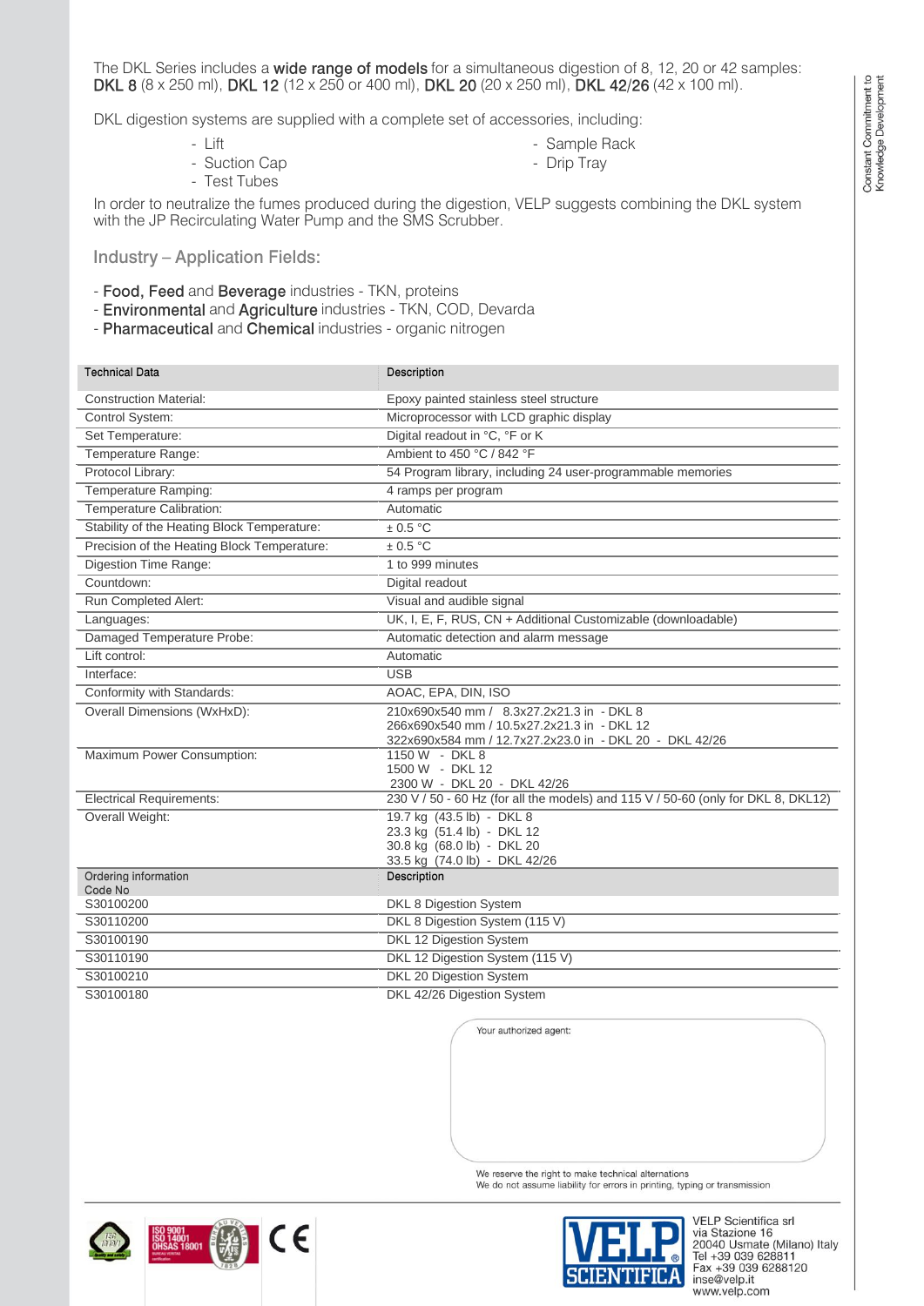The DKL Series includes a **wide range of models** for a simultaneous digestion of 8, 12, 20 or 42 samples: **DKL 8** (8 x 250 ml), **DKL 12** (12 x 250 or 400 ml), **DKL 20** (20 x 250 ml), **DKL 42/26** (42 x 100 ml).

DKL digestion systems are supplied with a complete set of accessories, including:

- Lift
- Suction Cap
- Test Tubes
- Sample Rack
- Drip Tray

In order to neutralize the fumes produced during the digestion, VELP suggests combining the DKL system with the JP Recirculating Water Pump and the SMS Scrubber.

## Industry – Application Fields:

- **Food, Feed** and **Beverage** industries - TKN, proteins
- **Environmental** and **Agriculture** industries - TKN, COD, Devarda
- **Pharmaceutical** and **Chemical** industries - organic nitrogen

| Technical Data | Description |
|---|---|
| Construction Material: | Epoxy painted stainless steel structure |
| Control System: | Microprocessor with LCD graphic display |
| Set Temperature: | Digital readout in °C, °F or K |
| Temperature Range: | Ambient to 450 °C / 842 °F |
| Protocol Library: | 54 Program library, including 24 user-programmable memories |
| Temperature Ramping: | 4 ramps per program |
| Temperature Calibration: | Automatic |
| Stability of the Heating Block Temperature: | ± 0.5 °C |
| Precision of the Heating Block Temperature: | ± 0.5 °C |
| Digestion Time Range: | 1 to 999 minutes |
| Countdown: | Digital readout |
| Run Completed Alert: | Visual and audible signal |
| Languages: | UK, I, E, F, RUS, CN + Additional Customizable (downloadable) |
| Damaged Temperature Probe: | Automatic detection and alarm message |
| Lift control: | Automatic |
| Interface: | USB |
| Conformity with Standards: | AOAC, EPA, DIN, ISO |
| Overall Dimensions (WxHxD): | 210x690x540 mm / 8.3x27.2x21.3 in - DKL 8<br>266x690x540 mm / 10.5x27.2x21.3 in - DKL 12<br>322x690x584 mm / 12.7x27.2x23.0 in - DKL 20 - DKL 42/26 |
| Maximum Power Consumption: | 1150 W - DKL 8<br>1500 W - DKL 12<br>2300 W - DKL 20 - DKL 42/26 |
| Electrical Requirements: | 230 V / 50 - 60 Hz (for all the models) and 115 V / 50-60 (only for DKL 8, DKL12) |
| Overall Weight: | 19.7 kg (43.5 lb) - DKL 8<br>23.3 kg (51.4 lb) - DKL 12<br>30.8 kg (68.0 lb) - DKL 20<br>33.5 kg (74.0 lb) - DKL 42/26 |

| Ordering information<br>Code No | Description |
|---|---|
| S30100200 | DKL 8 Digestion System |
| S30110200 | DKL 8 Digestion System (115 V) |
| S30100190 | DKL 12 Digestion System |
| S30110190 | DKL 12 Digestion System (115 V) |
| S30100210 | DKL 20 Digestion System |
| S30100180 | DKL 42/26 Digestion System |

Your authorized agent:

We reserve the right to make technical alternations
We do not assume liability for errors in printing, typing or transmission

ISO 9001
ISO 14001
OHSAS 18001

VELP Scientifica srl
via Stazione 16
20040 Usmate (Milano) Italy
Tel +39 039 628811
Fax +39 039 6288120
inse@velp.it
www.velp.com

Constant Commitment to Knowledge Development